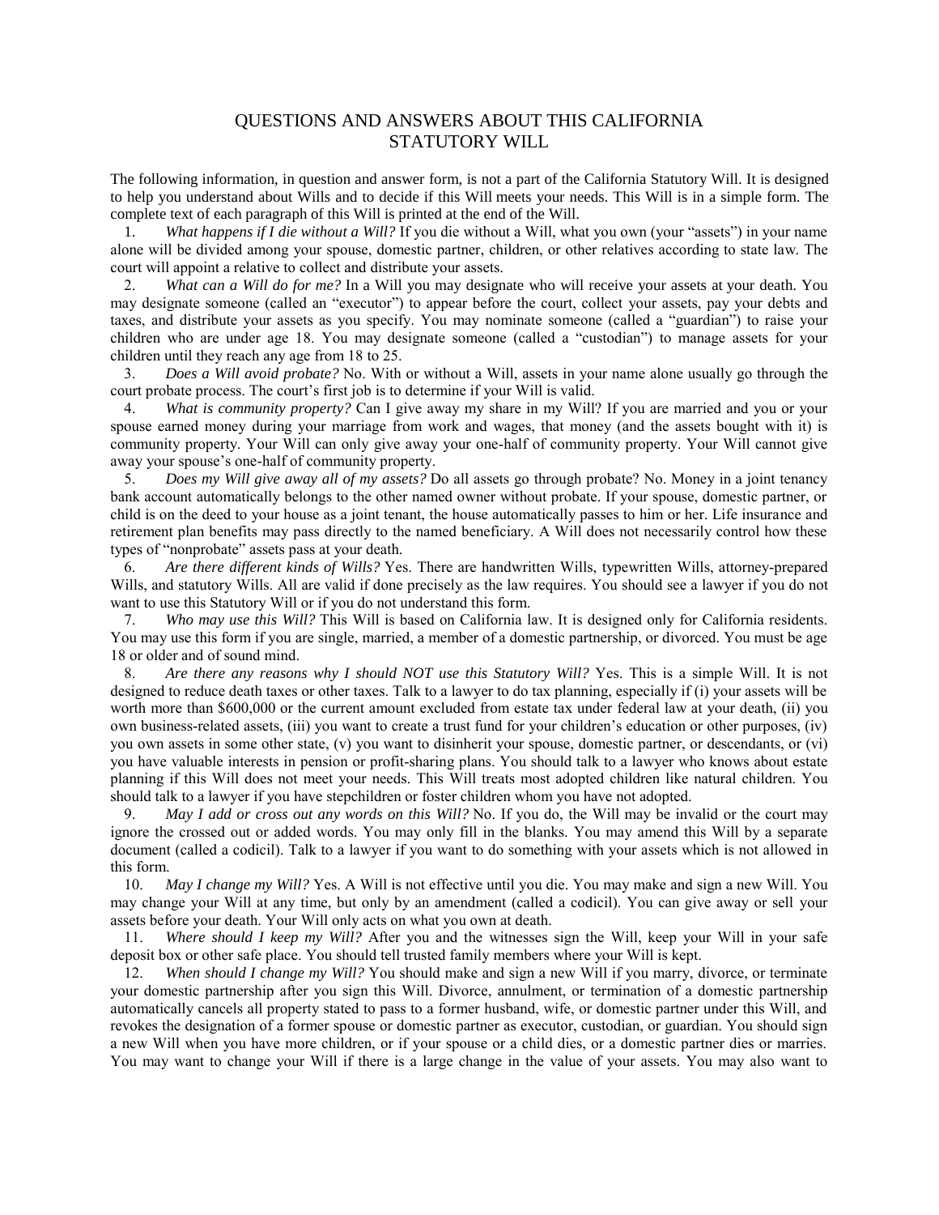# QUESTIONS AND ANSWERS ABOUT THIS CALIFORNIA STATUTORY WILL

The following information, in question and answer form, is not a part of the California Statutory Will. It is designed to help you understand about Wills and to decide if this Will meets your needs. This Will is in a simple form. The complete text of each paragraph of this Will is printed at the end of the Will.

1. *What happens if I die without a Will?* If you die without a Will, what you own (your "assets") in your name alone will be divided among your spouse, domestic partner, children, or other relatives according to state law. The court will appoint a relative to collect and distribute your assets.

2. *What can a Will do for me?* In a Will you may designate who will receive your assets at your death. You may designate someone (called an "executor") to appear before the court, collect your assets, pay your debts and taxes, and distribute your assets as you specify. You may nominate someone (called a "guardian") to raise your children who are under age 18. You may designate someone (called a "custodian") to manage assets for your children until they reach any age from 18 to 25.

3. *Does a Will avoid probate?* No. With or without a Will, assets in your name alone usually go through the court probate process. The court's first job is to determine if your Will is valid.

4. *What is community property?* Can I give away my share in my Will? If you are married and you or your spouse earned money during your marriage from work and wages, that money (and the assets bought with it) is community property. Your Will can only give away your one-half of community property. Your Will cannot give away your spouse's one-half of community property.

5. *Does my Will give away all of my assets?* Do all assets go through probate? No. Money in a joint tenancy bank account automatically belongs to the other named owner without probate. If your spouse, domestic partner, or child is on the deed to your house as a joint tenant, the house automatically passes to him or her. Life insurance and retirement plan benefits may pass directly to the named beneficiary. A Will does not necessarily control how these types of "nonprobate" assets pass at your death.

6. *Are there different kinds of Wills?* Yes. There are handwritten Wills, typewritten Wills, attorney-prepared Wills, and statutory Wills. All are valid if done precisely as the law requires. You should see a lawyer if you do not want to use this Statutory Will or if you do not understand this form.

7. *Who may use this Will?* This Will is based on California law. It is designed only for California residents. You may use this form if you are single, married, a member of a domestic partnership, or divorced. You must be age 18 or older and of sound mind.

8. *Are there any reasons why I should NOT use this Statutory Will?* Yes. This is a simple Will. It is not designed to reduce death taxes or other taxes. Talk to a lawyer to do tax planning, especially if (i) your assets will be worth more than $600,000 or the current amount excluded from estate tax under federal law at your death, (ii) you own business-related assets, (iii) you want to create a trust fund for your children's education or other purposes, (iv) you own assets in some other state, (v) you want to disinherit your spouse, domestic partner, or descendants, or (vi) you have valuable interests in pension or profit-sharing plans. You should talk to a lawyer who knows about estate planning if this Will does not meet your needs. This Will treats most adopted children like natural children. You should talk to a lawyer if you have stepchildren or foster children whom you have not adopted.

9. *May I add or cross out any words on this Will?* No. If you do, the Will may be invalid or the court may ignore the crossed out or added words. You may only fill in the blanks. You may amend this Will by a separate document (called a codicil). Talk to a lawyer if you want to do something with your assets which is not allowed in this form.

10. *May I change my Will?* Yes. A Will is not effective until you die. You may make and sign a new Will. You may change your Will at any time, but only by an amendment (called a codicil). You can give away or sell your assets before your death. Your Will only acts on what you own at death.

11. *Where should I keep my Will?* After you and the witnesses sign the Will, keep your Will in your safe deposit box or other safe place. You should tell trusted family members where your Will is kept.

12. *When should I change my Will?* You should make and sign a new Will if you marry, divorce, or terminate your domestic partnership after you sign this Will. Divorce, annulment, or termination of a domestic partnership automatically cancels all property stated to pass to a former husband, wife, or domestic partner under this Will, and revokes the designation of a former spouse or domestic partner as executor, custodian, or guardian. You should sign a new Will when you have more children, or if your spouse or a child dies, or a domestic partner dies or marries. You may want to change your Will if there is a large change in the value of your assets. You may also want to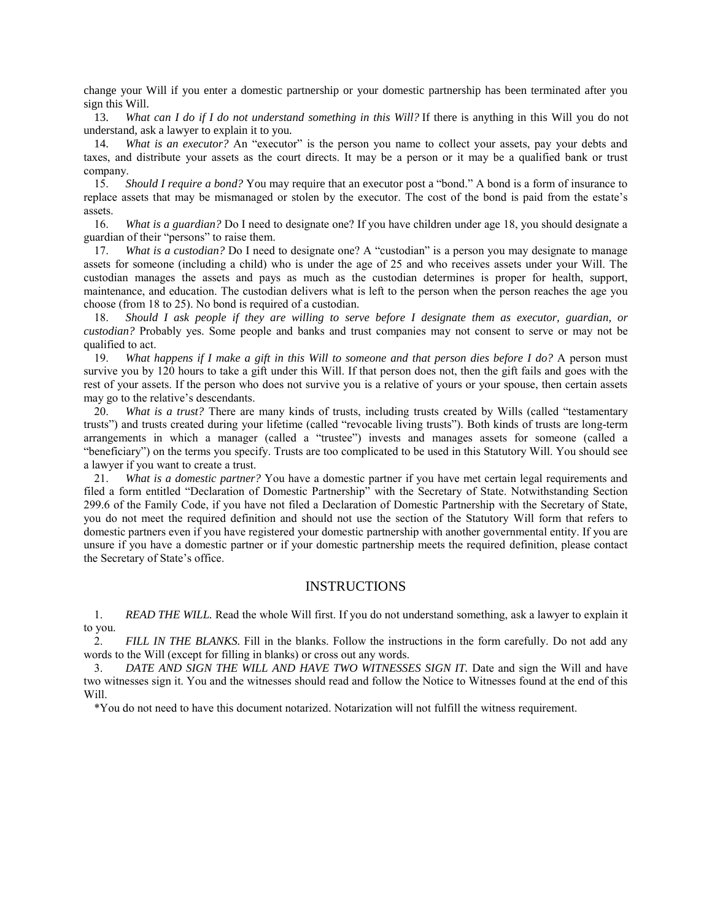change your Will if you enter a domestic partnership or your domestic partnership has been terminated after you sign this Will.

13. *What can I do if I do not understand something in this Will?* If there is anything in this Will you do not understand, ask a lawyer to explain it to you.

14. *What is an executor?* An "executor" is the person you name to collect your assets, pay your debts and taxes, and distribute your assets as the court directs. It may be a person or it may be a qualified bank or trust company.

15. *Should I require a bond?* You may require that an executor post a "bond." A bond is a form of insurance to replace assets that may be mismanaged or stolen by the executor. The cost of the bond is paid from the estate's assets.

16. *What is a guardian?* Do I need to designate one? If you have children under age 18, you should designate a guardian of their "persons" to raise them.

17. *What is a custodian?* Do I need to designate one? A "custodian" is a person you may designate to manage assets for someone (including a child) who is under the age of 25 and who receives assets under your Will. The custodian manages the assets and pays as much as the custodian determines is proper for health, support, maintenance, and education. The custodian delivers what is left to the person when the person reaches the age you choose (from 18 to 25). No bond is required of a custodian.

18. *Should I ask people if they are willing to serve before I designate them as executor, guardian, or custodian?* Probably yes. Some people and banks and trust companies may not consent to serve or may not be qualified to act.

19. *What happens if I make a gift in this Will to someone and that person dies before I do?* A person must survive you by 120 hours to take a gift under this Will. If that person does not, then the gift fails and goes with the rest of your assets. If the person who does not survive you is a relative of yours or your spouse, then certain assets may go to the relative's descendants.

20. *What is a trust?* There are many kinds of trusts, including trusts created by Wills (called "testamentary trusts") and trusts created during your lifetime (called "revocable living trusts"). Both kinds of trusts are long-term arrangements in which a manager (called a "trustee") invests and manages assets for someone (called a "beneficiary") on the terms you specify. Trusts are too complicated to be used in this Statutory Will. You should see a lawyer if you want to create a trust.

21. *What is a domestic partner?* You have a domestic partner if you have met certain legal requirements and filed a form entitled "Declaration of Domestic Partnership" with the Secretary of State. Notwithstanding Section 299.6 of the Family Code, if you have not filed a Declaration of Domestic Partnership with the Secretary of State, you do not meet the required definition and should not use the section of the Statutory Will form that refers to domestic partners even if you have registered your domestic partnership with another governmental entity. If you are unsure if you have a domestic partner or if your domestic partnership meets the required definition, please contact the Secretary of State's office.

## INSTRUCTIONS

1. *READ THE WILL.* Read the whole Will first. If you do not understand something, ask a lawyer to explain it to you.

2. *FILL IN THE BLANKS.* Fill in the blanks. Follow the instructions in the form carefully. Do not add any words to the Will (except for filling in blanks) or cross out any words.

3. *DATE AND SIGN THE WILL AND HAVE TWO WITNESSES SIGN IT.* Date and sign the Will and have two witnesses sign it. You and the witnesses should read and follow the Notice to Witnesses found at the end of this Will.

*You do not need to have this document notarized. Notarization will not fulfill the witness requirement.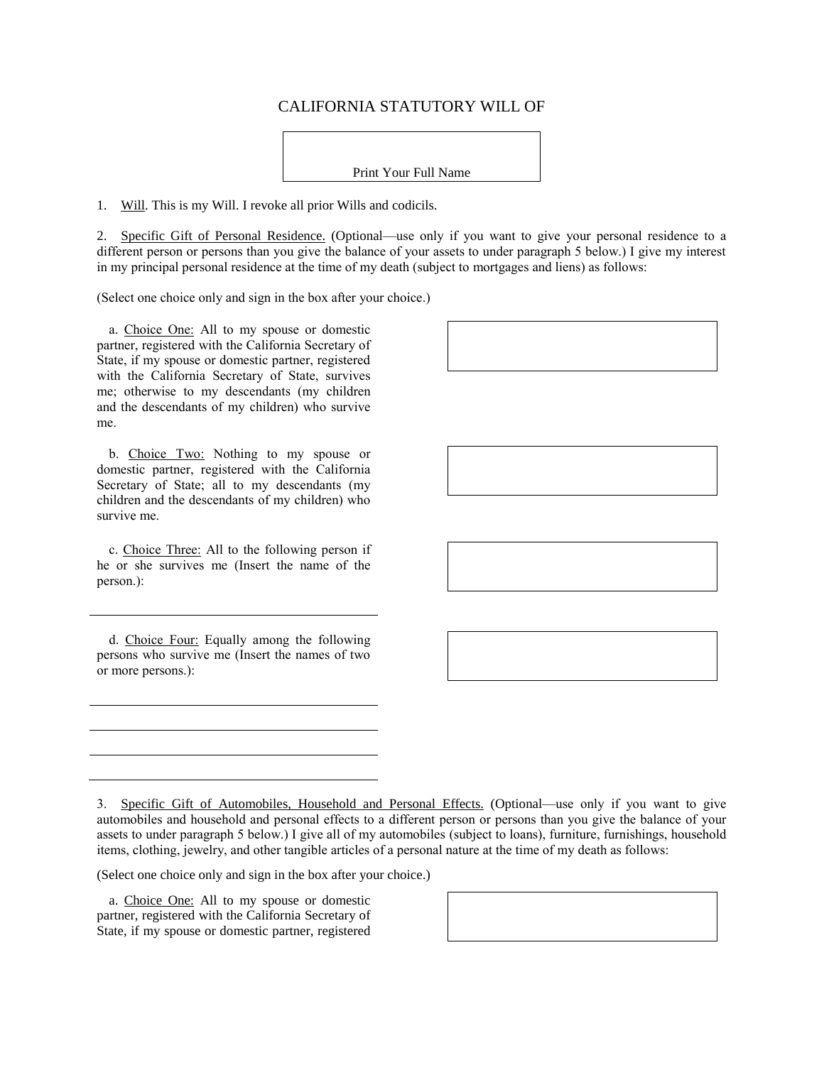# CALIFORNIA STATUTORY WILL OF

Print Your Full Name

1. Will. This is my Will. I revoke all prior Wills and codicils.

2. Specific Gift of Personal Residence. (Optional—use only if you want to give your personal residence to a different person or persons than you give the balance of your assets to under paragraph 5 below.) I give my interest in my principal personal residence at the time of my death (subject to mortgages and liens) as follows:

(Select one choice only and sign in the box after your choice.)

a. Choice One: All to my spouse or domestic partner, registered with the California Secretary of State, if my spouse or domestic partner, registered with the California Secretary of State, survives me; otherwise to my descendants (my children and the descendants of my children) who survive me.

b. Choice Two: Nothing to my spouse or domestic partner, registered with the California Secretary of State; all to my descendants (my children and the descendants of my children) who survive me.

c. Choice Three: All to the following person if he or she survives me (Insert the name of the person.):

\_\_\_\_\_\_\_\_\_\_\_\_\_\_\_\_\_\_\_\_\_\_\_\_\_\_\_\_\_\_\_\_\_\_\_\_

d. Choice Four: Equally among the following persons who survive me (Insert the names of two or more persons.):

\_\_\_\_\_\_\_\_\_\_\_\_\_\_\_\_\_\_\_\_\_\_\_\_\_\_\_\_\_\_\_\_\_\_\_\_

\_\_\_\_\_\_\_\_\_\_\_\_\_\_\_\_\_\_\_\_\_\_\_\_\_\_\_\_\_\_\_\_\_\_\_\_

\_\_\_\_\_\_\_\_\_\_\_\_\_\_\_\_\_\_\_\_\_\_\_\_\_\_\_\_\_\_\_\_\_\_\_\_

\_\_\_\_\_\_\_\_\_\_\_\_\_\_\_\_\_\_\_\_\_\_\_\_\_\_\_\_\_\_\_\_\_\_\_\_

3. Specific Gift of Automobiles, Household and Personal Effects. (Optional—use only if you want to give automobiles and household and personal effects to a different person or persons than you give the balance of your assets to under paragraph 5 below.) I give all of my automobiles (subject to loans), furniture, furnishings, household items, clothing, jewelry, and other tangible articles of a personal nature at the time of my death as follows:

(Select one choice only and sign in the box after your choice.)

a. Choice One: All to my spouse or domestic partner, registered with the California Secretary of State, if my spouse or domestic partner, registered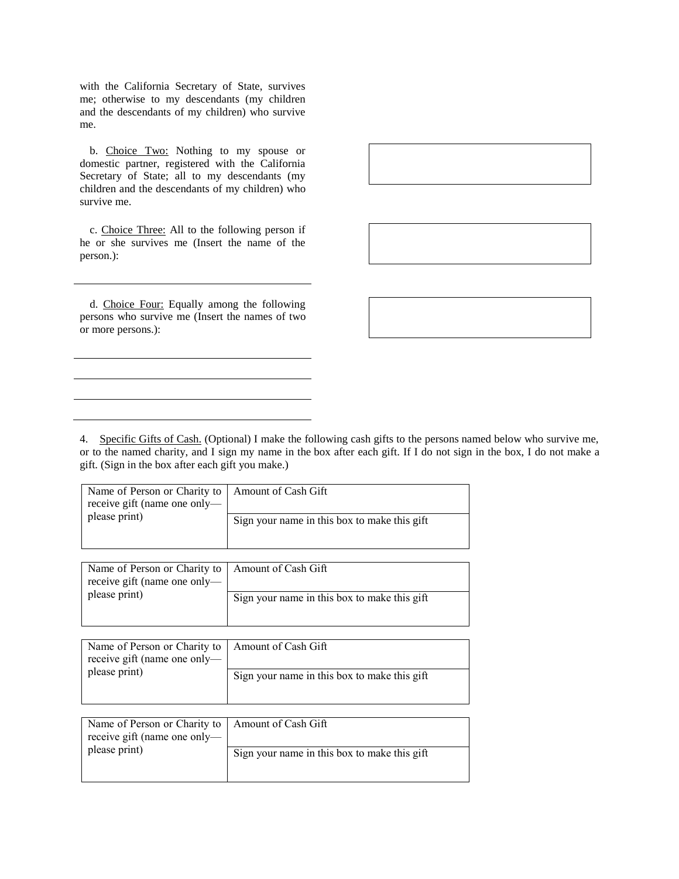with the California Secretary of State, survives me; otherwise to my descendants (my children and the descendants of my children) who survive me.

b. Choice Two: Nothing to my spouse or domestic partner, registered with the California Secretary of State; all to my descendants (my children and the descendants of my children) who survive me.

c. Choice Three: All to the following person if he or she survives me (Insert the name of the person.):

\_\_\_\_\_\_\_\_\_\_\_\_\_\_\_\_\_\_\_\_\_\_\_\_\_\_\_\_\_\_\_\_\_\_\_\_

d. Choice Four: Equally among the following persons who survive me (Insert the names of two or more persons.):

\_\_\_\_\_\_\_\_\_\_\_\_\_\_\_\_\_\_\_\_\_\_\_\_\_\_\_\_\_\_\_\_\_\_\_\_

\_\_\_\_\_\_\_\_\_\_\_\_\_\_\_\_\_\_\_\_\_\_\_\_\_\_\_\_\_\_\_\_\_\_\_\_

\_\_\_\_\_\_\_\_\_\_\_\_\_\_\_\_\_\_\_\_\_\_\_\_\_\_\_\_\_\_\_\_\_\_\_\_

\_\_\_\_\_\_\_\_\_\_\_\_\_\_\_\_\_\_\_\_\_\_\_\_\_\_\_\_\_\_\_\_\_\_\_\_

4. Specific Gifts of Cash. (Optional) I make the following cash gifts to the persons named below who survive me, or to the named charity, and I sign my name in the box after each gift. If I do not sign in the box, I do not make a gift. (Sign in the box after each gift you make.)

| Name of Person or Charity to receive gift (name one only—please print) | Amount of Cash Gift |
|---|---|
| | Sign your name in this box to make this gift |

| Name of Person or Charity to receive gift (name one only—please print) | Amount of Cash Gift |
|---|---|
| | Sign your name in this box to make this gift |

| Name of Person or Charity to receive gift (name one only—please print) | Amount of Cash Gift |
|---|---|
| | Sign your name in this box to make this gift |

| Name of Person or Charity to receive gift (name one only—please print) | Amount of Cash Gift |
|---|---|
| | Sign your name in this box to make this gift |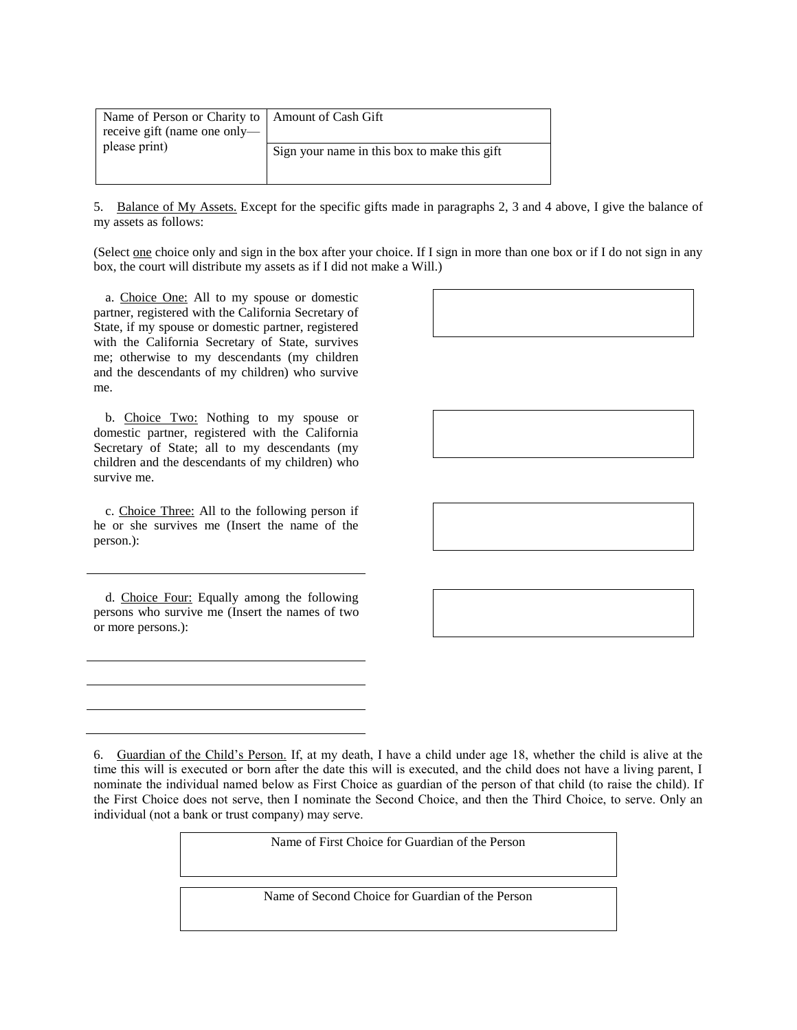| Name of Person or Charity to receive gift (name one only—please print) | Amount of Cash Gift |
| --- | --- |
| | Sign your name in this box to make this gift |

5. Balance of My Assets. Except for the specific gifts made in paragraphs 2, 3 and 4 above, I give the balance of my assets as follows:

(Select one choice only and sign in the box after your choice. If I sign in more than one box or if I do not sign in any box, the court will distribute my assets as if I did not make a Will.)

a. Choice One: All to my spouse or domestic partner, registered with the California Secretary of State, if my spouse or domestic partner, registered with the California Secretary of State, survives me; otherwise to my descendants (my children and the descendants of my children) who survive me.

b. Choice Two: Nothing to my spouse or domestic partner, registered with the California Secretary of State; all to my descendants (my children and the descendants of my children) who survive me.

c. Choice Three: All to the following person if he or she survives me (Insert the name of the person.):

\_\_\_\_\_\_\_\_\_\_\_\_\_\_\_\_\_\_\_\_\_\_\_\_\_\_\_\_\_\_\_\_\_\_\_\_\_\_\_\_

d. Choice Four: Equally among the following persons who survive me (Insert the names of two or more persons.):

\_\_\_\_\_\_\_\_\_\_\_\_\_\_\_\_\_\_\_\_\_\_\_\_\_\_\_\_\_\_\_\_\_\_\_\_\_\_\_\_

\_\_\_\_\_\_\_\_\_\_\_\_\_\_\_\_\_\_\_\_\_\_\_\_\_\_\_\_\_\_\_\_\_\_\_\_\_\_\_\_

\_\_\_\_\_\_\_\_\_\_\_\_\_\_\_\_\_\_\_\_\_\_\_\_\_\_\_\_\_\_\_\_\_\_\_\_\_\_\_\_

\_\_\_\_\_\_\_\_\_\_\_\_\_\_\_\_\_\_\_\_\_\_\_\_\_\_\_\_\_\_\_\_\_\_\_\_\_\_\_\_

6. Guardian of the Child's Person. If, at my death, I have a child under age 18, whether the child is alive at the time this will is executed or born after the date this will is executed, and the child does not have a living parent, I nominate the individual named below as First Choice as guardian of the person of that child (to raise the child). If the First Choice does not serve, then I nominate the Second Choice, and then the Third Choice, to serve. Only an individual (not a bank or trust company) may serve.

| Name of First Choice for Guardian of the Person |
| --- |
| |

| Name of Second Choice for Guardian of the Person |
| --- |
| |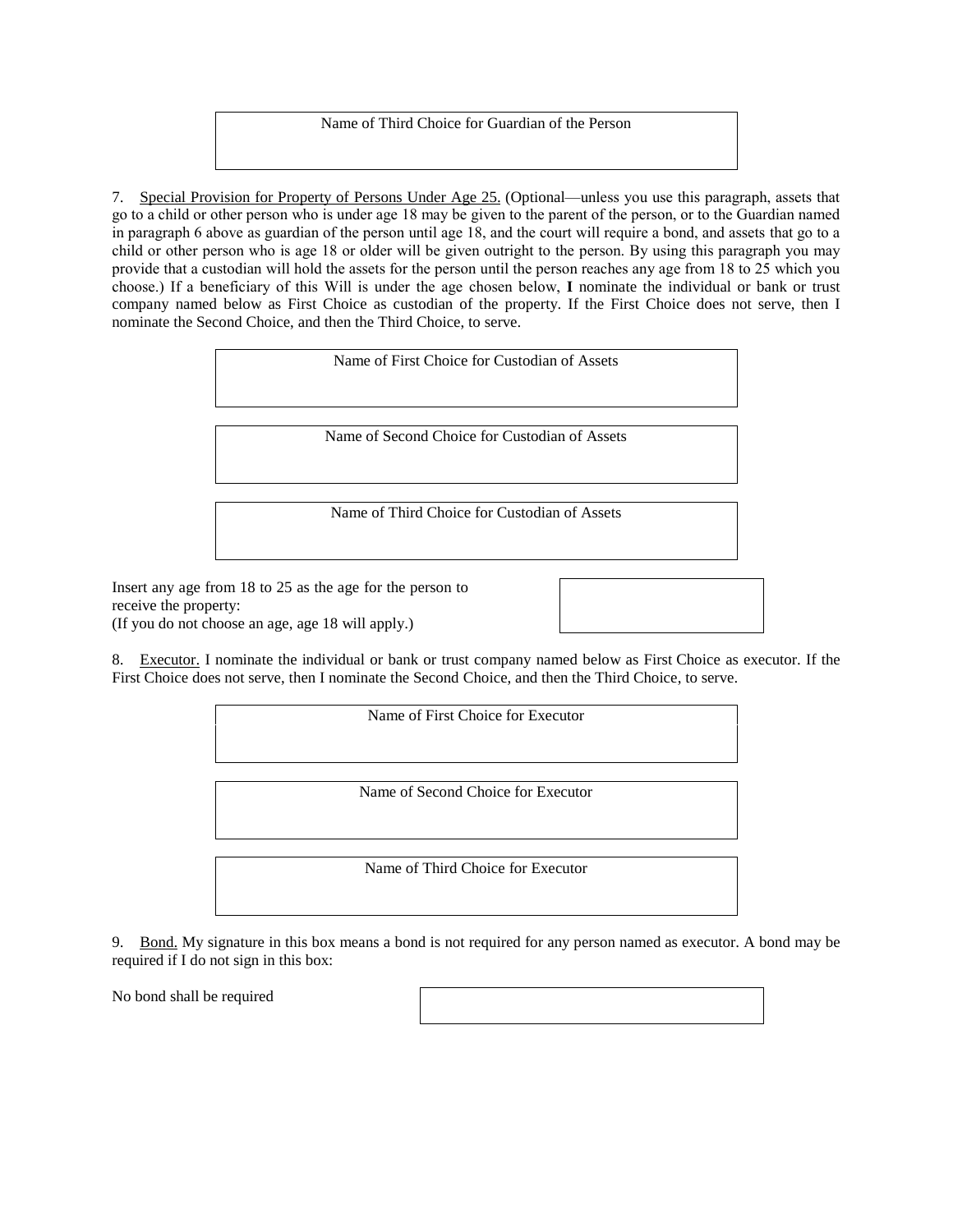| Name of Third Choice for Guardian of the Person |
| --- |
| |

7. Special Provision for Property of Persons Under Age 25. (Optional—unless you use this paragraph, assets that go to a child or other person who is under age 18 may be given to the parent of the person, or to the Guardian named in paragraph 6 above as guardian of the person until age 18, and the court will require a bond, and assets that go to a child or other person who is age 18 or older will be given outright to the person. By using this paragraph you may provide that a custodian will hold the assets for the person until the person reaches any age from 18 to 25 which you choose.) If a beneficiary of this Will is under the age chosen below, **I** nominate the individual or bank or trust company named below as First Choice as custodian of the property. If the First Choice does not serve, then I nominate the Second Choice, and then the Third Choice, to serve.

| Name of First Choice for Custodian of Assets |
| --- |
| |

| Name of Second Choice for Custodian of Assets |
| --- |
| |

| Name of Third Choice for Custodian of Assets |
| --- |
| |

Insert any age from 18 to 25 as the age for the person to receive the property:
(If you do not choose an age, age 18 will apply.)

8. Executor. I nominate the individual or bank or trust company named below as First Choice as executor. If the First Choice does not serve, then I nominate the Second Choice, and then the Third Choice, to serve.

| Name of First Choice for Executor |
| --- |
| |

| Name of Second Choice for Executor |
| --- |
| |

| Name of Third Choice for Executor |
| --- |
| |

9. Bond. My signature in this box means a bond is not required for any person named as executor. A bond may be required if I do not sign in this box:

No bond shall be required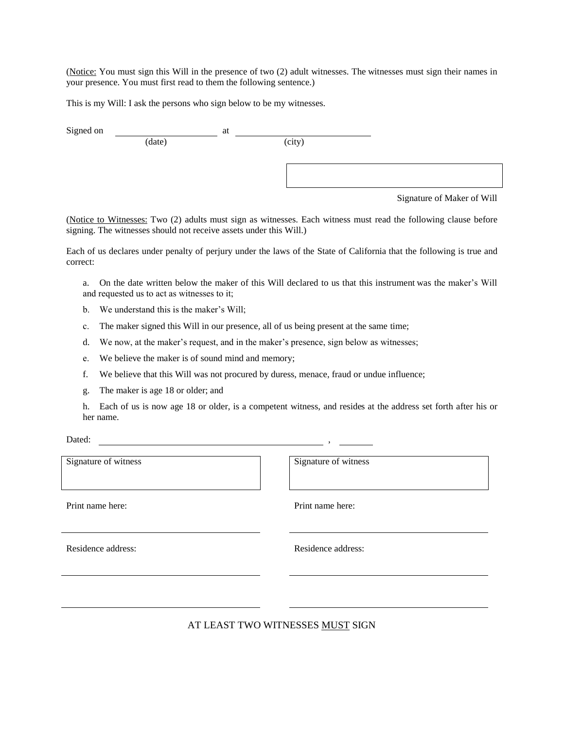(Notice: You must sign this Will in the presence of two (2) adult witnesses. The witnesses must sign their names in your presence. You must first read to them the following sentence.)

This is my Will: I ask the persons who sign below to be my witnesses.

Signed on \_\_\_\_\_\_\_\_\_\_\_\_\_\_\_\_\_\_\_\_ at \_\_\_\_\_\_\_\_\_\_\_\_\_\_\_\_\_\_\_\_\_\_\_\_\_\_
(date) (city)

Signature of Maker of Will

(Notice to Witnesses: Two (2) adults must sign as witnesses. Each witness must read the following clause before signing. The witnesses should not receive assets under this Will.)

Each of us declares under penalty of perjury under the laws of the State of California that the following is true and correct:

a. On the date written below the maker of this Will declared to us that this instrument was the maker's Will and requested us to act as witnesses to it;

b. We understand this is the maker's Will;

c. The maker signed this Will in our presence, all of us being present at the same time;

d. We now, at the maker's request, and in the maker's presence, sign below as witnesses;

e. We believe the maker is of sound mind and memory;

f. We believe that this Will was not procured by duress, menace, fraud or undue influence;

g. The maker is age 18 or older; and

h. Each of us is now age 18 or older, is a competent witness, and resides at the address set forth after his or her name.

Dated: \_\_\_\_\_\_\_\_\_\_\_\_\_\_\_\_\_\_\_\_\_\_\_\_\_\_\_\_\_\_\_\_\_\_\_\_\_\_\_\_\_\_\_\_ , \_\_\_\_\_\_\_

| | |
|---|---|
| Signature of witness | Signature of witness |
| Print name here: | Print name here: |
| Residence address: | Residence address: |

AT LEAST TWO WITNESSES MUST SIGN